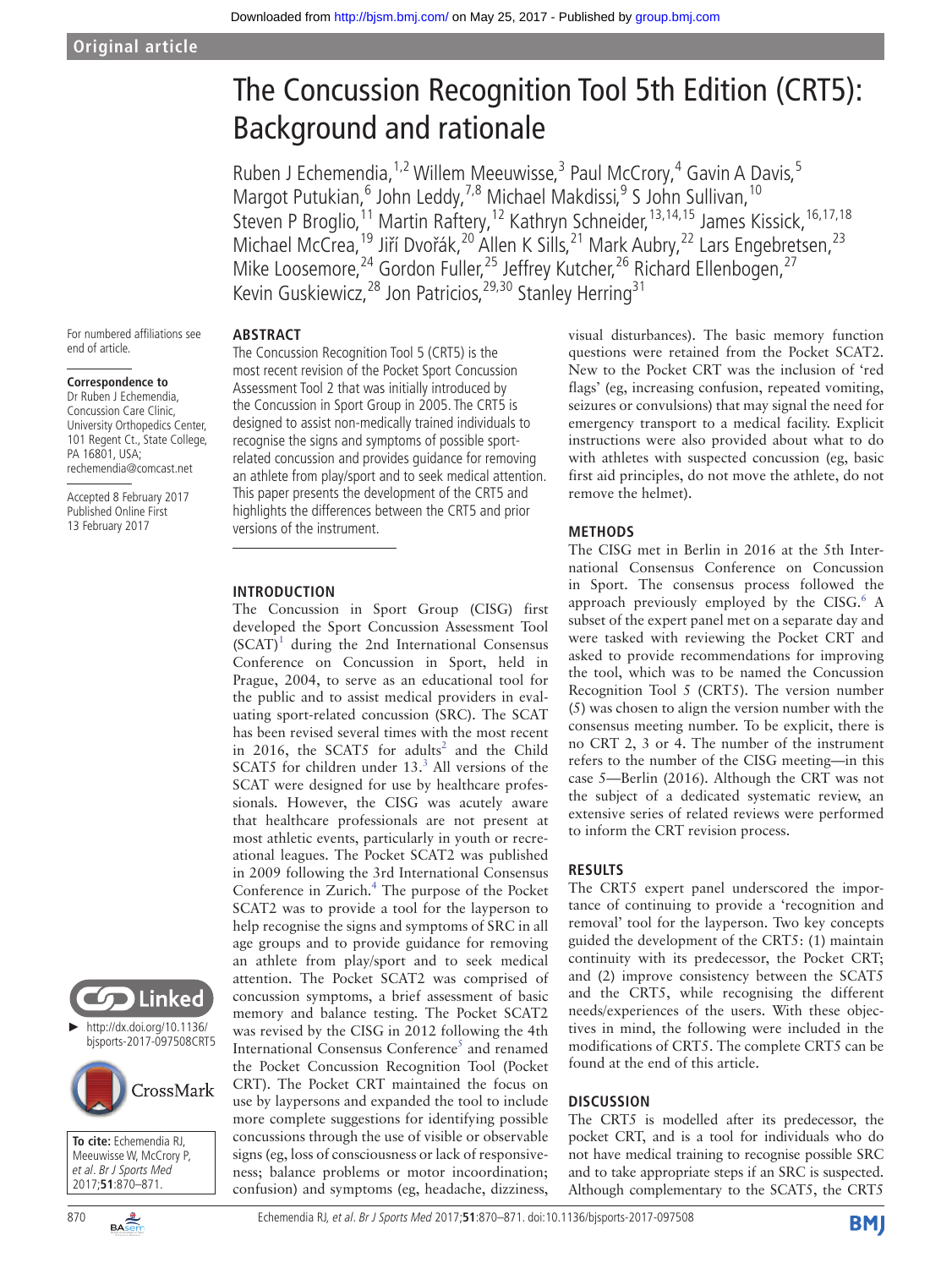Original article

# The Concussion Recognition Tool 5th Edition (CRT5): Background and rationale

Ruben J Echemendia,[1,2] Willem Meeuwisse,[3] Paul McCrory,[4] Gavin A Davis,[5] Margot Putukian,[6] John Leddy,[7,8] Michael Makdissi,[9] S John Sullivan,[10] Steven P Broglio,[11] Martin Raftery,[12] Kathryn Schneider,[13,14,15] James Kissick,[16,17,18] Michael McCrea,[19] Jiří Dvořák,[20] Allen K Sills,[21] Mark Aubry,[22] Lars Engebretsen,[23] Mike Loosemore,[24] Gordon Fuller,[25] Jeffrey Kutcher,[26] Richard Ellenbogen,[27] Kevin Guskiewicz,[28] Jon Patricios,[29,30] Stanley Herring[31]

For numbered affiliations see end of article.

**Correspondence to**
Dr Ruben J Echemendia, Concussion Care Clinic, University Orthopedics Center, 101 Regent Ct., State College, PA 16801, USA; rechemendia@comcast.net

Accepted 8 February 2017
Published Online First 13 February 2017

► http://dx.doi.org/10.1136/bjsports-2017-097508CRT5

**To cite:** Echemendia RJ, Meeuwisse W, McCrory P, *et al. Br J Sports Med* 2017;**51**:870–871.

## ABSTRACT

The Concussion Recognition Tool 5 (CRT5) is the most recent revision of the Pocket Sport Concussion Assessment Tool 2 that was initially introduced by the Concussion in Sport Group in 2005. The CRT5 is designed to assist non-medically trained individuals to recognise the signs and symptoms of possible sport-related concussion and provides guidance for removing an athlete from play/sport and to seek medical attention. This paper presents the development of the CRT5 and highlights the differences between the CRT5 and prior versions of the instrument.

## INTRODUCTION

The Concussion in Sport Group (CISG) first developed the Sport Concussion Assessment Tool (SCAT)[1] during the 2nd International Consensus Conference on Concussion in Sport, held in Prague, 2004, to serve as an educational tool for the public and to assist medical providers in evaluating sport-related concussion (SRC). The SCAT has been revised several times with the most recent in 2016, the SCAT5 for adults[2] and the Child SCAT5 for children under 13.[3] All versions of the SCAT were designed for use by healthcare professionals. However, the CISG was acutely aware that healthcare professionals are not present at most athletic events, particularly in youth or recreational leagues. The Pocket SCAT2 was published in 2009 following the 3rd International Consensus Conference in Zurich.[4] The purpose of the Pocket SCAT2 was to provide a tool for the layperson to help recognise the signs and symptoms of SRC in all age groups and to provide guidance for removing an athlete from play/sport and to seek medical attention. The Pocket SCAT2 was comprised of concussion symptoms, a brief assessment of basic memory and balance testing. The Pocket SCAT2 was revised by the CISG in 2012 following the 4th International Consensus Conference[5] and renamed the Pocket Concussion Recognition Tool (Pocket CRT). The Pocket CRT maintained the focus on use by laypersons and expanded the tool to include more complete suggestions for identifying possible concussions through the use of visible or observable signs (eg, loss of consciousness or lack of responsiveness; balance problems or motor incoordination; confusion) and symptoms (eg, headache, dizziness, visual disturbances). The basic memory function questions were retained from the Pocket SCAT2. New to the Pocket CRT was the inclusion of 'red flags' (eg, increasing confusion, repeated vomiting, seizures or convulsions) that may signal the need for emergency transport to a medical facility. Explicit instructions were also provided about what to do with athletes with suspected concussion (eg, basic first aid principles, do not move the athlete, do not remove the helmet).

## METHODS

The CISG met in Berlin in 2016 at the 5th International Consensus Conference on Concussion in Sport. The consensus process followed the approach previously employed by the CISG.[6] A subset of the expert panel met on a separate day and were tasked with reviewing the Pocket CRT and asked to provide recommendations for improving the tool, which was to be named the Concussion Recognition Tool 5 (CRT5). The version number (5) was chosen to align the version number with the consensus meeting number. To be explicit, there is no CRT 2, 3 or 4. The number of the instrument refers to the number of the CISG meeting—in this case 5—Berlin (2016). Although the CRT was not the subject of a dedicated systematic review, an extensive series of related reviews were performed to inform the CRT revision process.

## RESULTS

The CRT5 expert panel underscored the importance of continuing to provide a 'recognition and removal' tool for the layperson. Two key concepts guided the development of the CRT5: (1) maintain continuity with its predecessor, the Pocket CRT; and (2) improve consistency between the SCAT5 and the CRT5, while recognising the different needs/experiences of the users. With these objectives in mind, the following were included in the modifications of CRT5. The complete CRT5 can be found at the end of this article.

## DISCUSSION

The CRT5 is modelled after its predecessor, the pocket CRT, and is a tool for individuals who do not have medical training to recognise possible SRC and to take appropriate steps if an SRC is suspected. Although complementary to the SCAT5, the CRT5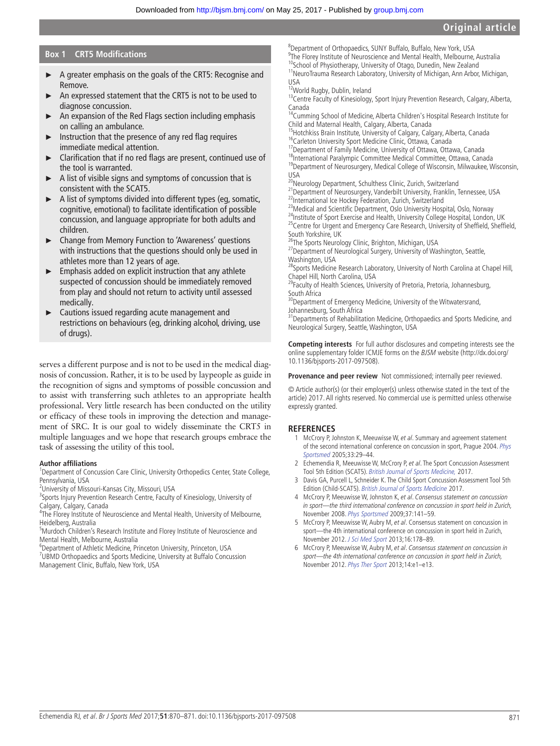## Box 1 CRT5 Modifications

- A greater emphasis on the goals of the CRT5: Recognise and Remove.
- An expressed statement that the CRT5 is not to be used to diagnose concussion.
- An expansion of the Red Flags section including emphasis on calling an ambulance.
- Instruction that the presence of any red flag requires immediate medical attention.
- Clarification that if no red flags are present, continued use of the tool is warranted.
- A list of visible signs and symptoms of concussion that is consistent with the SCAT5.
- A list of symptoms divided into different types (eg, somatic, cognitive, emotional) to facilitate identification of possible concussion, and language appropriate for both adults and children.
- Change from Memory Function to 'Awareness' questions with instructions that the questions should only be used in athletes more than 12 years of age.
- Emphasis added on explicit instruction that any athlete suspected of concussion should be immediately removed from play and should not return to activity until assessed medically.
- Cautions issued regarding acute management and restrictions on behaviours (eg, drinking alcohol, driving, use of drugs).

serves a different purpose and is not to be used in the medical diagnosis of concussion. Rather, it is to be used by laypeople as guide in the recognition of signs and symptoms of possible concussion and to assist with transferring such athletes to an appropriate health professional. Very little research has been conducted on the utility or efficacy of these tools in improving the detection and management of SRC. It is our goal to widely disseminate the CRT5 in multiple languages and we hope that research groups embrace the task of assessing the utility of this tool.

**Author affiliations**

[1]Department of Concussion Care Clinic, University Orthopedics Center, State College, Pennsylvania, USA
[2]University of Missouri-Kansas City, Missouri, USA
[3]Sports Injury Prevention Research Centre, Faculty of Kinesiology, University of Calgary, Calgary, Canada
[4]The Florey Institute of Neuroscience and Mental Health, University of Melbourne, Heidelberg, Australia
[5]Murdoch Children's Research Institute and Florey Institute of Neuroscience and Mental Health, Melbourne, Australia
[6]Department of Athletic Medicine, Princeton University, Princeton, USA
[7]UBMD Orthopaedics and Sports Medicine, University at Buffalo Concussion Management Clinic, Buffalo, New York, USA
[8]Department of Orthopaedics, SUNY Buffalo, Buffalo, New York, USA
[9]The Florey Institute of Neuroscience and Mental Health, Melbourne, Australia
[10]School of Physiotherapy, University of Otago, Dunedin, New Zealand
[11]NeuroTrauma Research Laboratory, University of Michigan, Ann Arbor, Michigan, USA
[12]World Rugby, Dublin, Ireland
[13]Centre Faculty of Kinesiology, Sport Injury Prevention Research, Calgary, Alberta, Canada
[14]Cumming School of Medicine, Alberta Children's Hospital Research Institute for Child and Maternal Health, Calgary, Alberta, Canada
[15]Hotchkiss Brain Institute, University of Calgary, Calgary, Alberta, Canada
[16]Carleton University Sport Medicine Clinic, Ottawa, Canada
[17]Department of Family Medicine, University of Ottawa, Ottawa, Canada
[18]International Paralympic Committee Medical Committee, Ottawa, Canada
[19]Department of Neurosurgery, Medical College of Wisconsin, Milwaukee, Wisconsin, USA
[20]Neurology Department, Schulthess Clinic, Zurich, Switzerland
[21]Department of Neurosurgery, Vanderbilt University, Franklin, Tennessee, USA
[22]International Ice Hockey Federation, Zurich, Switzerland
[23]Medical and Scientific Department, Oslo University Hospital, Oslo, Norway
[24]Institute of Sport Exercise and Health, University College Hospital, London, UK
[25]Centre for Urgent and Emergency Care Research, University of Sheffield, Sheffield, South Yorkshire, UK
[26]The Sports Neurology Clinic, Brighton, Michigan, USA
[27]Department of Neurological Surgery, University of Washington, Seattle, Washington, USA
[28]Sports Medicine Research Laboratory, University of North Carolina at Chapel Hill, Chapel Hill, North Carolina, USA
[29]Faculty of Health Sciences, University of Pretoria, Pretoria, Johannesburg, South Africa
[30]Department of Emergency Medicine, University of the Witwatersrand, Johannesburg, South Africa
[31]Departments of Rehabilitation Medicine, Orthopaedics and Sports Medicine, and Neurological Surgery, Seattle, Washington, USA

**Competing interests** For full author disclosures and competing interests see the online supplementary folder ICMJE forms on the *BJSM* website (http://dx.doi.org/10.1136/bjsports-2017-097508).

**Provenance and peer review** Not commissioned; internally peer reviewed.

© Article author(s) (or their employer(s) unless otherwise stated in the text of the article) 2017. All rights reserved. No commercial use is permitted unless otherwise expressly granted.

## REFERENCES

1. McCrory P, Johnston K, Meeuwisse W, *et al*. Summary and agreement statement of the second international conference on concussion in sport, Prague 2004. *Phys Sportsmed* 2005;33:29–44.
2. Echemendia R, Meeuwisse W, McCrory P, *et al*. The Sport Concussion Assessment Tool 5th Edition (SCAT5). *British Journal of Sports Medicine*, 2017.
3. Davis GA, Purcell L, Schneider K. The Child Sport Concussion Assessment Tool 5th Edition (Child-SCAT5). *British Journal of Sports Medicine* 2017.
4. McCrory P, Meeuwisse W, Johnston K, *et al*. *Consensus statement on concussion in sport—the third international conference on concussion in sport held in Zurich*, November 2008. *Phys Sportsmed* 2009;37:141–59.
5. McCrory P, Meeuwisse W, Aubry M, *et al*. Consensus statement on concussion in sport—the 4th international conference on concussion in sport held in Zurich, November 2012. *J Sci Med Sport* 2013;16:178–89.
6. McCrory P, Meeuwisse W, Aubry M, *et al*. *Consensus statement on concussion in sport—the 4th international conference on concussion in sport held in Zurich*, November 2012. *Phys Ther Sport* 2013;14:e1–e13.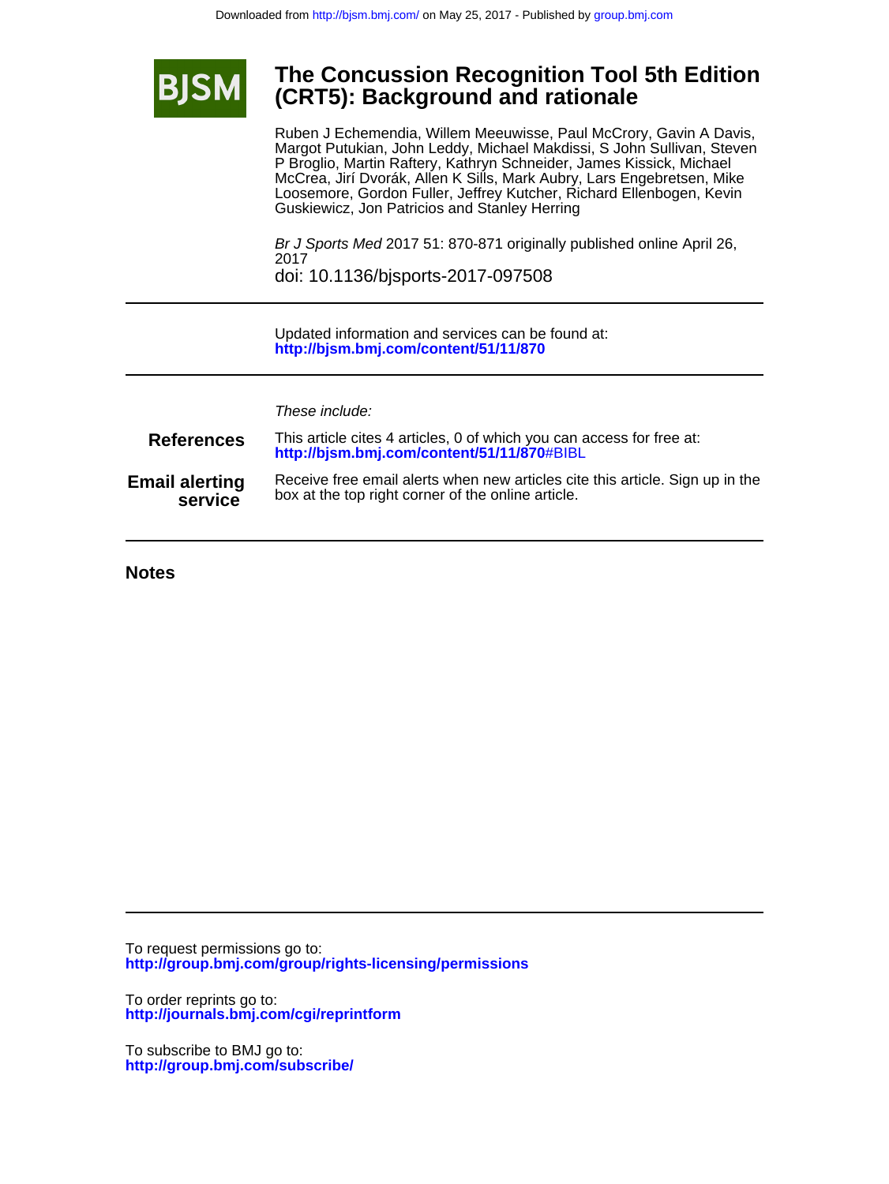Downloaded from http://bjsm.bmj.com/ on May 25, 2017 - Published by group.bmj.com

BJSM

# The Concussion Recognition Tool 5th Edition (CRT5): Background and rationale

Ruben J Echemendia, Willem Meeuwisse, Paul McCrory, Gavin A Davis, Margot Putukian, John Leddy, Michael Makdissi, S John Sullivan, Steven P Broglio, Martin Raftery, Kathryn Schneider, James Kissick, Michael McCrea, Jirí Dvorák, Allen K Sills, Mark Aubry, Lars Engebretsen, Mike Loosemore, Gordon Fuller, Jeffrey Kutcher, Richard Ellenbogen, Kevin Guskiewicz, Jon Patricios and Stanley Herring

*Br J Sports Med* 2017 51: 870-871 originally published online April 26, 2017

doi: 10.1136/bjsports-2017-097508

Updated information and services can be found at:
**http://bjsm.bmj.com/content/51/11/870**

*These include:*

**References**

This article cites 4 articles, 0 of which you can access for free at:
**http://bjsm.bmj.com/content/51/11/870**#BIBL

**Email alerting service**

Receive free email alerts when new articles cite this article. Sign up in the box at the top right corner of the online article.

## Notes

To request permissions go to:
**http://group.bmj.com/group/rights-licensing/permissions**

To order reprints go to:
**http://journals.bmj.com/cgi/reprintform**

To subscribe to BMJ go to:
**http://group.bmj.com/subscribe/**